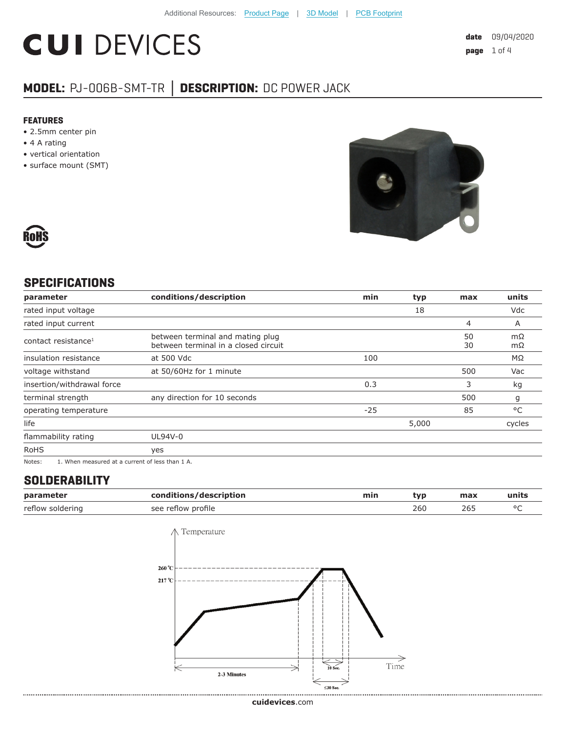Additional Resources: Product Page | 3D Model | PCB Footprint

# CUI DEVICES

date 09/04/2020

## MODEL: PJ-006B-SMT-TR | DESCRIPTION: DC POWER JACK

### FEATURES

- 2.5mm center pin
- 4 A rating
- vertical orientation
- surface mount (SMT)

RoHS

## SPECIFICATIONS

| parameter | conditions/description | min | typ | max | units |
|---|---|---|---|---|---|
| rated input voltage | | | 18 | | Vdc |
| rated input current | | | | 4 | A |
| contact resistance[1] | between terminal and mating plug<br>between terminal in a closed circuit | | | 50<br>30 | mΩ<br>mΩ |
| insulation resistance | at 500 Vdc | 100 | | | MΩ |
| voltage withstand | at 50/60Hz for 1 minute | | | 500 | Vac |
| insertion/withdrawal force | | 0.3 | | 3 | kg |
| terminal strength | any direction for 10 seconds | | | 500 | g |
| operating temperature | | -25 | | 85 | °C |
| life | | | 5,000 | | cycles |
| flammability rating | UL94V-0 | | | | |
| RoHS | yes | | | | |

Notes: 1. When measured at a current of less than 1 A.

## SOLDERABILITY

| parameter | conditions/description | min | typ | max | units |
|---|---|---|---|---|---|
| reflow soldering | see reflow profile | | 260 | 265 | °C |

Temperature

260 °C

217 °C

Time

2-3 Minutes

10 Sec.

≤30 Sec.

cuidevices.com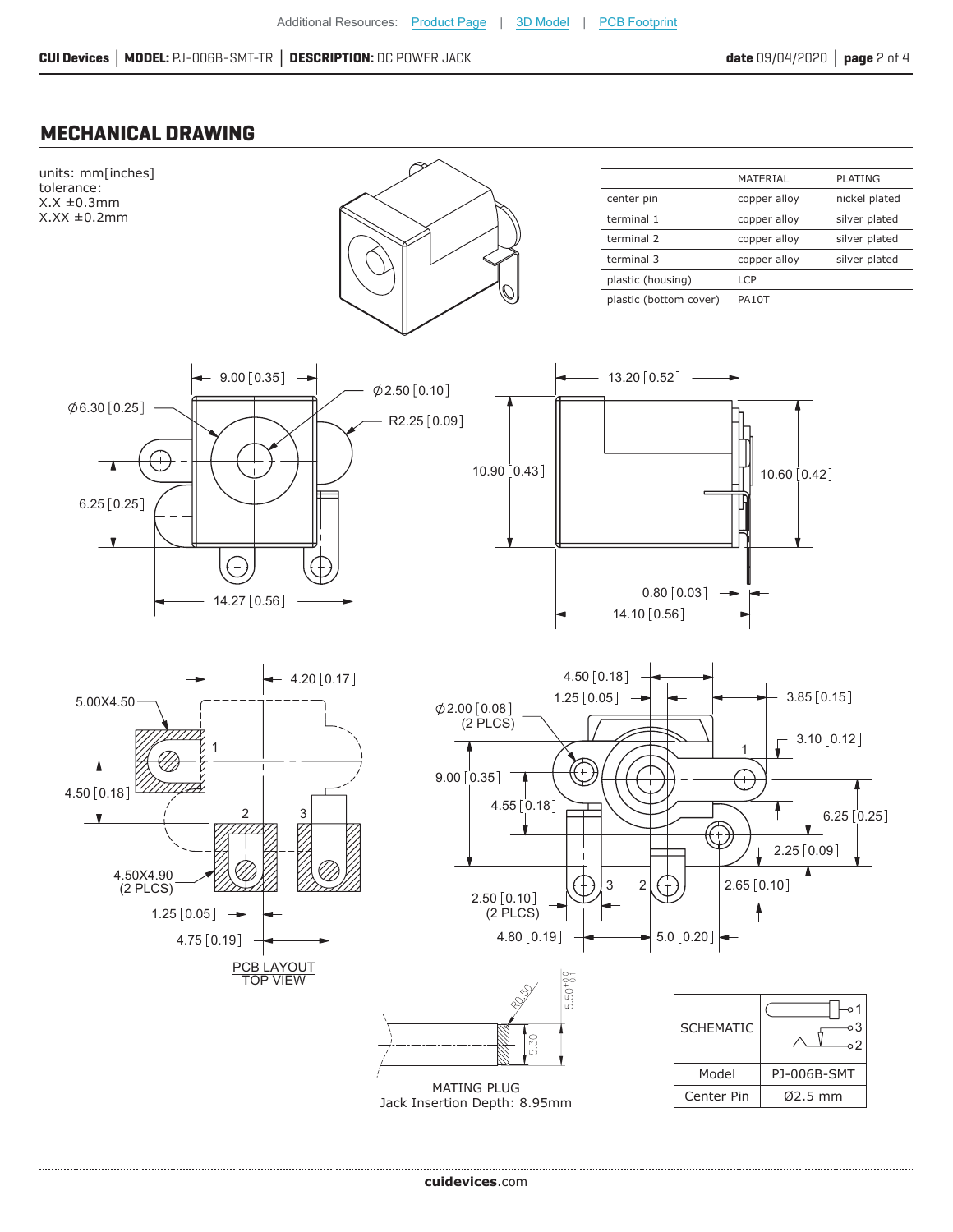Additional Resources: Product Page | 3D Model | PCB Footprint

## MECHANICAL DRAWING

units: mm[inches]
tolerance:
X.X ±0.3mm
X.XX ±0.2mm

| | MATERIAL | PLATING |
|---|---|---|
| center pin | copper alloy | nickel plated |
| terminal 1 | copper alloy | silver plated |
| terminal 2 | copper alloy | silver plated |
| terminal 3 | copper alloy | silver plated |
| plastic (housing) | LCP | |
| plastic (bottom cover) | PA10T | |

9.00 [0.35]
Ø6.30 [0.25]
Ø2.50 [0.10]
R2.25 [0.09]
6.25 [0.25]
14.27 [0.56]

13.20 [0.52]
10.90 [0.43]
10.60 [0.42]
0.80 [0.03]
14.10 [0.56]

5.00X4.50
4.20 [0.17]
4.50 [0.18]
4.50X4.90 (2 PLCS)
1.25 [0.05]
4.75 [0.19]

PCB LAYOUT
TOP VIEW

4.50 [0.18]
1.25 [0.05]
3.85 [0.15]
Ø2.00 [0.08] (2 PLCS)
3.10 [0.12]
9.00 [0.35]
4.55 [0.18]
6.25 [0.25]
2.25 [0.09]
2.65 [0.10]
2.50 [0.10] (2 PLCS)
4.80 [0.19]
5.0 [0.20]

R0.50
5.50 +0.0/−0.1
5.30

MATING PLUG
Jack Insertion Depth: 8.95mm

| SCHEMATIC | |
|---|---|
| Model | PJ-006B-SMT |
| Center Pin | Ø2.5 mm |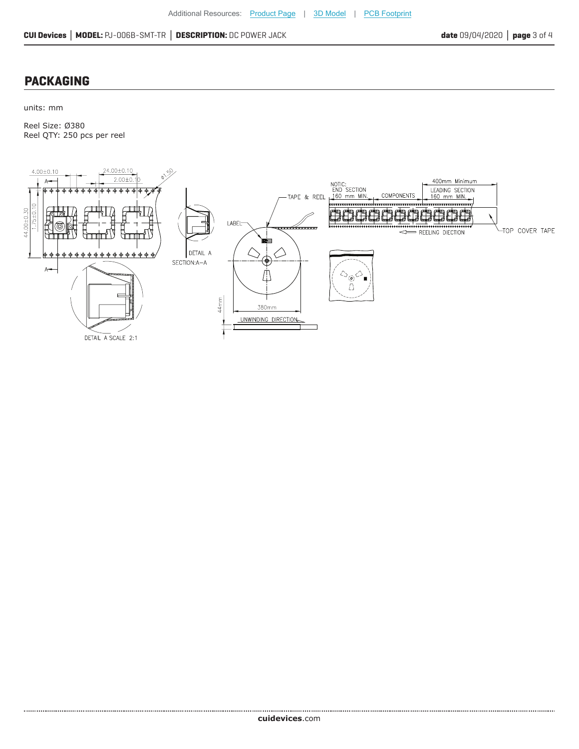## PACKAGING

units: mm

Reel Size: Ø380
Reel QTY: 250 pcs per reel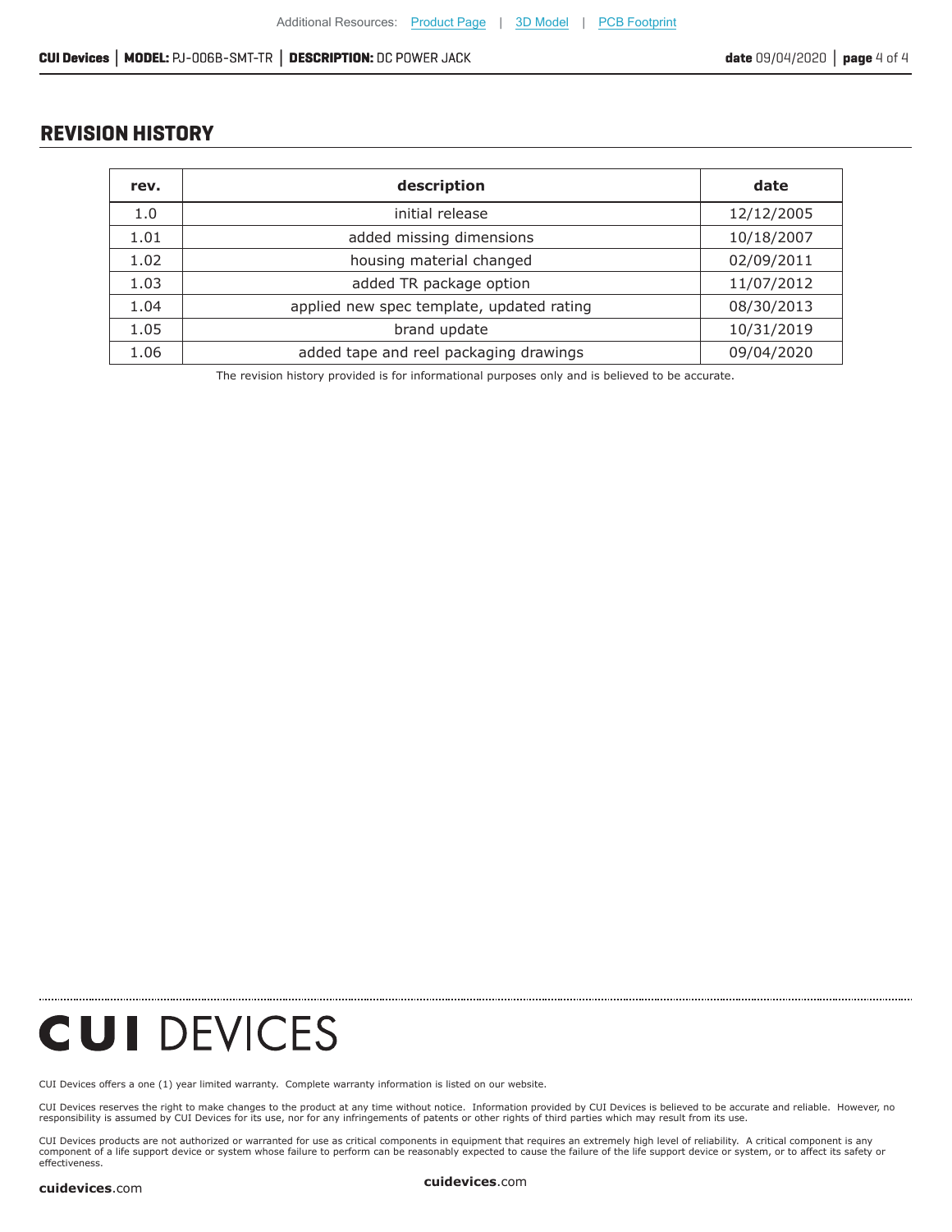## REVISION HISTORY

| rev. | description | date |
|---|---|---|
| 1.0 | initial release | 12/12/2005 |
| 1.01 | added missing dimensions | 10/18/2007 |
| 1.02 | housing material changed | 02/09/2011 |
| 1.03 | added TR package option | 11/07/2012 |
| 1.04 | applied new spec template, updated rating | 08/30/2013 |
| 1.05 | brand update | 10/31/2019 |
| 1.06 | added tape and reel packaging drawings | 09/04/2020 |

The revision history provided is for informational purposes only and is believed to be accurate.

**CUI** DEVICES

CUI Devices offers a one (1) year limited warranty. Complete warranty information is listed on our website.

CUI Devices reserves the right to make changes to the product at any time without notice. Information provided by CUI Devices is believed to be accurate and reliable. However, no responsibility is assumed by CUI Devices for its use, nor for any infringements of patents or other rights of third parties which may result from its use.

CUI Devices products are not authorized or warranted for use as critical components in equipment that requires an extremely high level of reliability. A critical component is any component of a life support device or system whose failure to perform can be reasonably expected to cause the failure of the life support device or system, or to affect its safety or effectiveness.

**cuidevices**.com